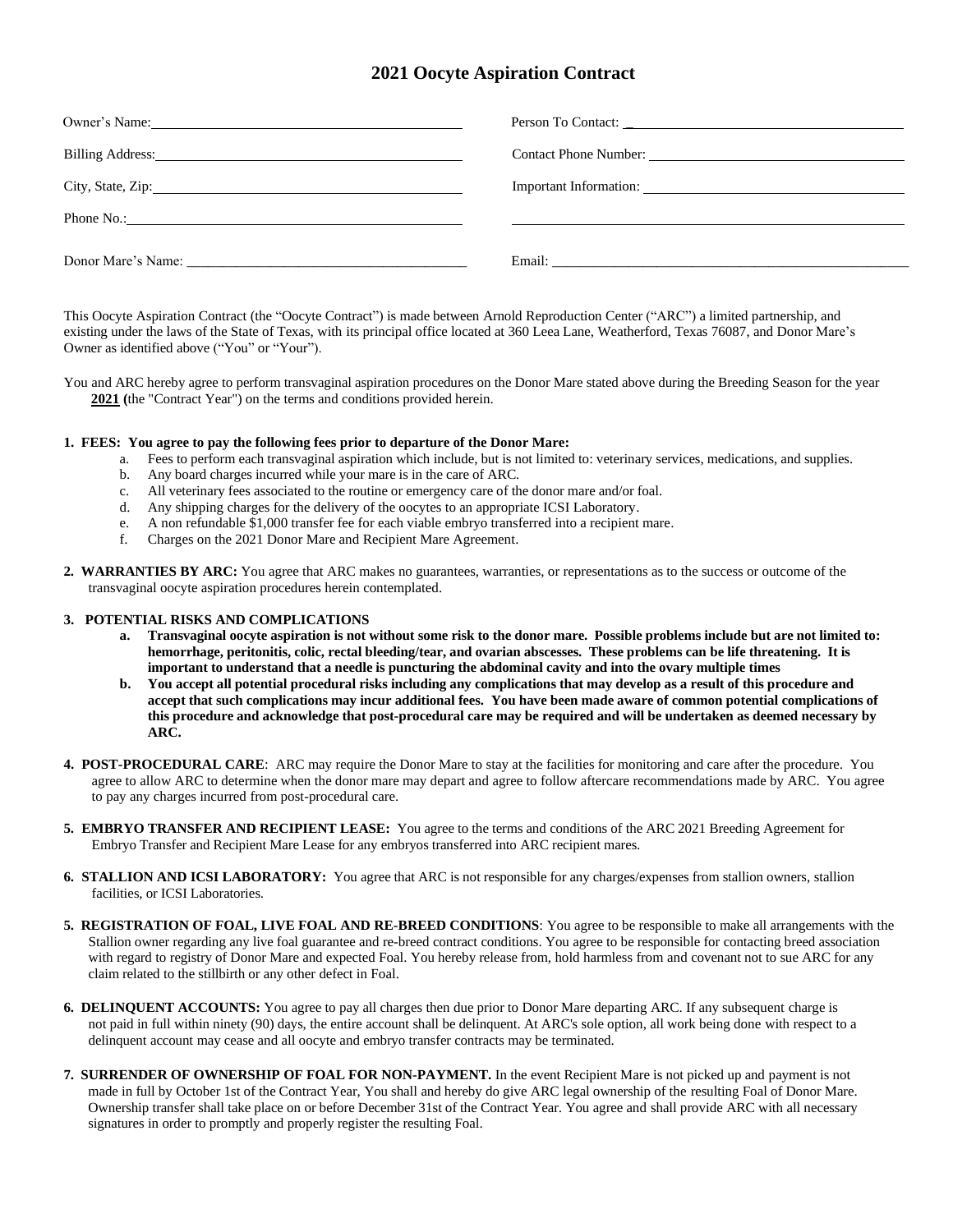# 2021 Oocyte Aspiration Contract

| | |
|---|---|
| Owner's Name: ______________________ | Person To Contact: ______________________ |
| Billing Address: ______________________ | Contact Phone Number: ______________________ |
| City, State, Zip: ______________________ | Important Information: ______________________ |
| Phone No.: ______________________ | ______________________ |
| Donor Mare's Name: ______________________ | Email: ______________________ |

This Oocyte Aspiration Contract (the "Oocyte Contract") is made between Arnold Reproduction Center ("ARC") a limited partnership, and existing under the laws of the State of Texas, with its principal office located at 360 Leea Lane, Weatherford, Texas 76087, and Donor Mare's Owner as identified above ("You" or "Your").

You and ARC hereby agree to perform transvaginal aspiration procedures on the Donor Mare stated above during the Breeding Season for the year **2021** (the "Contract Year") on the terms and conditions provided herein.

**1. FEES: You agree to pay the following fees prior to departure of the Donor Mare:**

a. Fees to perform each transvaginal aspiration which include, but is not limited to: veterinary services, medications, and supplies.
b. Any board charges incurred while your mare is in the care of ARC.
c. All veterinary fees associated to the routine or emergency care of the donor mare and/or foal.
d. Any shipping charges for the delivery of the oocytes to an appropriate ICSI Laboratory.
e. A non refundable $1,000 transfer fee for each viable embryo transferred into a recipient mare.
f. Charges on the 2021 Donor Mare and Recipient Mare Agreement.

**2. WARRANTIES BY ARC:** You agree that ARC makes no guarantees, warranties, or representations as to the success or outcome of the transvaginal oocyte aspiration procedures herein contemplated.

**3. POTENTIAL RISKS AND COMPLICATIONS**

**a. Transvaginal oocyte aspiration is not without some risk to the donor mare. Possible problems include but are not limited to: hemorrhage, peritonitis, colic, rectal bleeding/tear, and ovarian abscesses. These problems can be life threatening. It is important to understand that a needle is puncturing the abdominal cavity and into the ovary multiple times**

**b. You accept all potential procedural risks including any complications that may develop as a result of this procedure and accept that such complications may incur additional fees. You have been made aware of common potential complications of this procedure and acknowledge that post-procedural care may be required and will be undertaken as deemed necessary by ARC.**

**4. POST-PROCEDURAL CARE**: ARC may require the Donor Mare to stay at the facilities for monitoring and care after the procedure. You agree to allow ARC to determine when the donor mare may depart and agree to follow aftercare recommendations made by ARC. You agree to pay any charges incurred from post-procedural care.

**5. EMBRYO TRANSFER AND RECIPIENT LEASE:** You agree to the terms and conditions of the ARC 2021 Breeding Agreement for Embryo Transfer and Recipient Mare Lease for any embryos transferred into ARC recipient mares.

**6. STALLION AND ICSI LABORATORY:** You agree that ARC is not responsible for any charges/expenses from stallion owners, stallion facilities, or ICSI Laboratories.

**5. REGISTRATION OF FOAL, LIVE FOAL AND RE-BREED CONDITIONS**: You agree to be responsible to make all arrangements with the Stallion owner regarding any live foal guarantee and re-breed contract conditions. You agree to be responsible for contacting breed association with regard to registry of Donor Mare and expected Foal. You hereby release from, hold harmless from and covenant not to sue ARC for any claim related to the stillbirth or any other defect in Foal.

**6. DELINQUENT ACCOUNTS:** You agree to pay all charges then due prior to Donor Mare departing ARC. If any subsequent charge is not paid in full within ninety (90) days, the entire account shall be delinquent. At ARC's sole option, all work being done with respect to a delinquent account may cease and all oocyte and embryo transfer contracts may be terminated.

**7. SURRENDER OF OWNERSHIP OF FOAL FOR NON-PAYMENT.** In the event Recipient Mare is not picked up and payment is not made in full by October 1st of the Contract Year, You shall and hereby do give ARC legal ownership of the resulting Foal of Donor Mare. Ownership transfer shall take place on or before December 31st of the Contract Year. You agree and shall provide ARC with all necessary signatures in order to promptly and properly register the resulting Foal.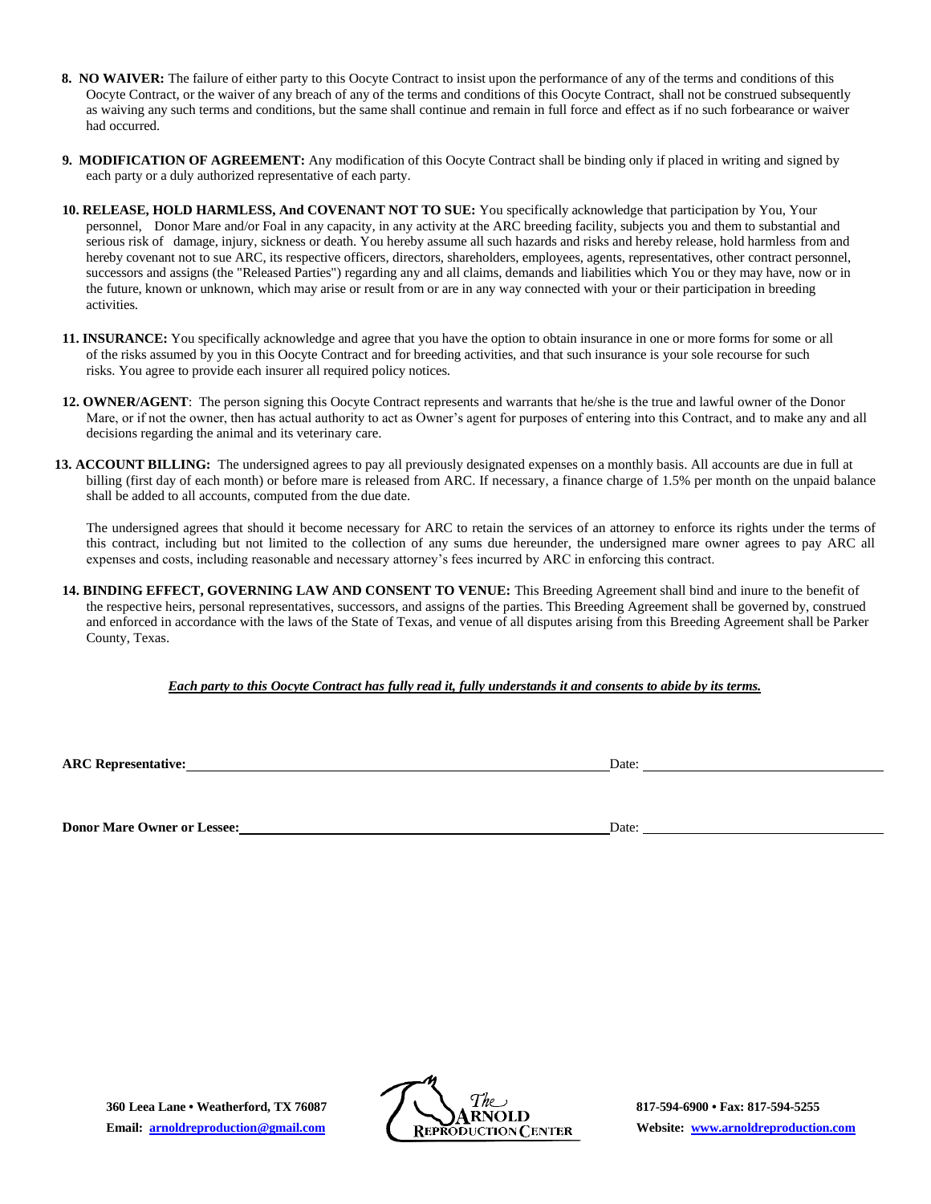8. **NO WAIVER:** The failure of either party to this Oocyte Contract to insist upon the performance of any of the terms and conditions of this Oocyte Contract, or the waiver of any breach of any of the terms and conditions of this Oocyte Contract, shall not be construed subsequently as waiving any such terms and conditions, but the same shall continue and remain in full force and effect as if no such forbearance or waiver had occurred.

9. **MODIFICATION OF AGREEMENT:** Any modification of this Oocyte Contract shall be binding only if placed in writing and signed by each party or a duly authorized representative of each party.

10. **RELEASE, HOLD HARMLESS, And COVENANT NOT TO SUE:** You specifically acknowledge that participation by You, Your personnel, Donor Mare and/or Foal in any capacity, in any activity at the ARC breeding facility, subjects you and them to substantial and serious risk of damage, injury, sickness or death. You hereby assume all such hazards and risks and hereby release, hold harmless from and hereby covenant not to sue ARC, its respective officers, directors, shareholders, employees, agents, representatives, other contract personnel, successors and assigns (the "Released Parties") regarding any and all claims, demands and liabilities which You or they may have, now or in the future, known or unknown, which may arise or result from or are in any way connected with your or their participation in breeding activities.

11. **INSURANCE:** You specifically acknowledge and agree that you have the option to obtain insurance in one or more forms for some or all of the risks assumed by you in this Oocyte Contract and for breeding activities, and that such insurance is your sole recourse for such risks. You agree to provide each insurer all required policy notices.

12. **OWNER/AGENT**: The person signing this Oocyte Contract represents and warrants that he/she is the true and lawful owner of the Donor Mare, or if not the owner, then has actual authority to act as Owner's agent for purposes of entering into this Contract, and to make any and all decisions regarding the animal and its veterinary care.

13. **ACCOUNT BILLING:** The undersigned agrees to pay all previously designated expenses on a monthly basis. All accounts are due in full at billing (first day of each month) or before mare is released from ARC. If necessary, a finance charge of 1.5% per month on the unpaid balance shall be added to all accounts, computed from the due date.

    The undersigned agrees that should it become necessary for ARC to retain the services of an attorney to enforce its rights under the terms of this contract, including but not limited to the collection of any sums due hereunder, the undersigned mare owner agrees to pay ARC all expenses and costs, including reasonable and necessary attorney's fees incurred by ARC in enforcing this contract.

14. **BINDING EFFECT, GOVERNING LAW AND CONSENT TO VENUE:** This Breeding Agreement shall bind and inure to the benefit of the respective heirs, personal representatives, successors, and assigns of the parties. This Breeding Agreement shall be governed by, construed and enforced in accordance with the laws of the State of Texas, and venue of all disputes arising from this Breeding Agreement shall be Parker County, Texas.

***Each party to this Oocyte Contract has fully read it, fully understands it and consents to abide by its terms.***

**ARC Representative:** ______________________________ Date: ______________________

**Donor Mare Owner or Lessee:** ______________________________ Date: ______________________

**360 Leea Lane • Weatherford, TX 76087**
**Email: arnoldreproduction@gmail.com**

The ARNOLD REPRODUCTION CENTER

**817-594-6900 • Fax: 817-594-5255**
**Website: www.arnoldreproduction.com**